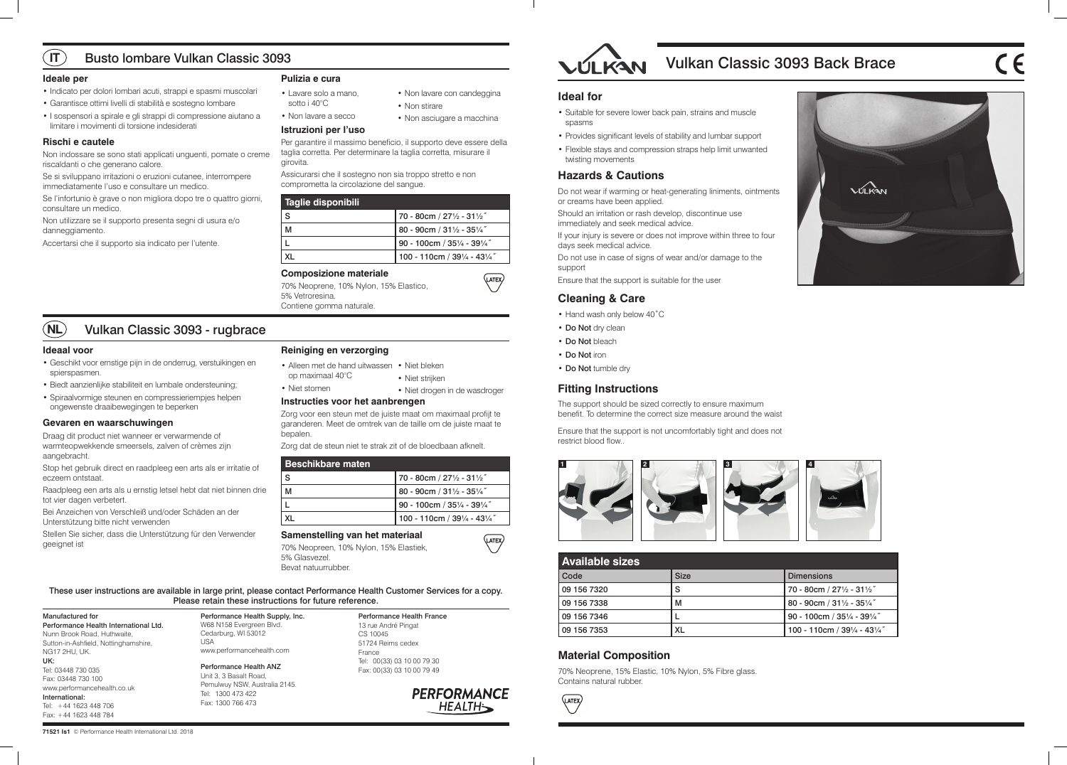# IT Busto lombare Vulkan Classic 3093

### Ideale per

- Indicato per dolori lombari acuti, strappi e spasmi muscolari
- Garantisce ottimi livelli di stabilità e sostegno lombare
- I sospensori a spirale e gli strappi di compressione aiutano a limitare i movimenti di torsione indesiderati

### Rischi e cautele

Non indossare se sono stati applicati unguenti, pomate o creme riscaldanti o che generano calore.

Se si sviluppano irritazioni o eruzioni cutanee, interrompere immediatamente l'uso e consultare un medico.

Se l'infortunio è grave o non migliora dopo tre o quattro giorni, consultare un medico.

Non utilizzare se il supporto presenta segni di usura e/o danneggiamento.

Accertarsi che il supporto sia indicato per l'utente.

### Pulizia e cura

- Lavare solo a mano, sotto i 40°C
- Non lavare a secco
- Non lavare con candeggina
- Non stirare
- Non asciugare a macchina

### Istruzioni per l'uso

Per garantire il massimo beneficio, il supporto deve essere della taglia corretta. Per determinare la taglia corretta, misurare il girovita.

Assicurarsi che il sostegno non sia troppo stretto e non comprometta la circolazione del sangue.

| Taglie disponibili | |
|---|---|
| S | 70 - 80cm / 27½ - 31½˝ |
| M | 80 - 90cm / 31½ - 35¼˝ |
| L | 90 - 100cm / 35¼ - 39¼˝ |
| XL | 100 - 110cm / 39¼ - 43¼˝ |

### Composizione materiale

70% Neoprene, 10% Nylon, 15% Elastico, 5% Vetroresina.
Contiene gomma naturale.

LATEX

# NL Vulkan Classic 3093 - rugbrace

### Ideaal voor

- Geschikt voor ernstige pijn in de onderrug, verstuikingen en spierspasmen.
- Biedt aanzienlijke stabiliteit en lumbale ondersteuning;
- Spiraalvormige steunen en compressieriempjes helpen ongewenste draaibewegingen te beperken

### Gevaren en waarschuwingen

Draag dit product niet wanneer er verwarmende of warmteopwekkende smeersels, zalven of crèmes zijn aangebracht.

Stop het gebruik direct en raadpleeg een arts als er irritatie of eczeem ontstaat.

Raadpleeg een arts als u ernstig letsel hebt dat niet binnen drie tot vier dagen verbetert.

Bei Anzeichen von Verschleiß und/oder Schäden an der Unterstützung bitte nicht verwenden

Stellen Sie sicher, dass die Unterstützung für den Verwender geeignet ist

### Reiniging en verzorging

- Alleen met de hand uitwassen op maximaal 40°C
- Niet stomen
- Niet bleken
- Niet strijken
- Niet drogen in de wasdroger

### Instructies voor het aanbrengen

Zorg voor een steun met de juiste maat om maximaal profijt te garanderen. Meet de omtrek van de taille om de juiste maat te bepalen.

Zorg dat de steun niet te strak zit of de bloedbaan afknelt.

| Beschikbare maten | |
|---|---|
| S | 70 - 80cm / 27½ - 31½˝ |
| M | 80 - 90cm / 31½ - 35¼˝ |
| L | 90 - 100cm / 35¼ - 39¼˝ |
| XL | 100 - 110cm / 39¼ - 43¼˝ |

### Samenstelling van het materiaal

70% Neopreen, 10% Nylon, 15% Elastiek, 5% Glasvezel.
Bevat natuurrubber.

LATEX

These user instructions are available in large print, please contact Performance Health Customer Services for a copy. Please retain these instructions for future reference.

Manufactured for
Performance Health International Ltd.
Nunn Brook Road, Huthwaite,
Sutton-in-Ashfield, Nottinghamshire,
NG17 2HU, UK.
UK:
Tel: 03448 730 035
Fax: 03448 730 100
www.performancehealth.co.uk
International:
Tel: +44 1623 448 706
Fax: +44 1623 448 784

Performance Health Supply, Inc.
W68 N158 Evergreen Blvd.
Cedarburg, WI 53012
USA
www.performancehealth.com

Performance Health ANZ
Unit 3, 3 Basalt Road,
Pemulwuy NSW, Australia 2145.
Tel: 1300 473 422
Fax: 1300 766 473

Performance Health France
13 rue André Pingat
CS 10045
51724 Reims cedex
France
Tel: 00(33) 03 10 00 79 30
Fax: 00(33) 03 10 00 79 49

PERFORMANCE HEALTH

71521 Is1 © Performance Health International Ltd. 2018

# Vulkan Classic 3093 Back Brace

CE

### Ideal for

- Suitable for severe lower back pain, strains and muscle spasms
- Provides significant levels of stability and lumbar support
- Flexible stays and compression straps help limit unwanted twisting movements

### Hazards & Cautions

Do not wear if warming or heat-generating liniments, ointments or creams have been applied.

Should an irritation or rash develop, discontinue use immediately and seek medical advice.

If your injury is severe or does not improve within three to four days seek medical advice.

Do not use in case of signs of wear and/or damage to the support

Ensure that the support is suitable for the user

### Cleaning & Care

- Hand wash only below 40˚C
- **Do Not** dry clean
- **Do Not** bleach
- **Do Not** iron
- **Do Not** tumble dry

### Fitting Instructions

The support should be sized correctly to ensure maximum benefit. To determine the correct size measure around the waist

Ensure that the support is not uncomfortably tight and does not restrict blood flow..

1 2 3 4

| Available sizes | | |
|---|---|---|
| Code | Size | Dimensions |
| 09 156 7320 | S | 70 - 80cm / 27½ - 31½˝ |
| 09 156 7338 | M | 80 - 90cm / 31½ - 35¼˝ |
| 09 156 7346 | L | 90 - 100cm / 35¼ - 39¼˝ |
| 09 156 7353 | XL | 100 - 110cm / 39¼ - 43¼˝ |

### Material Composition

70% Neoprene, 15% Elastic, 10% Nylon, 5% Fibre glass.
Contains natural rubber.

LATEX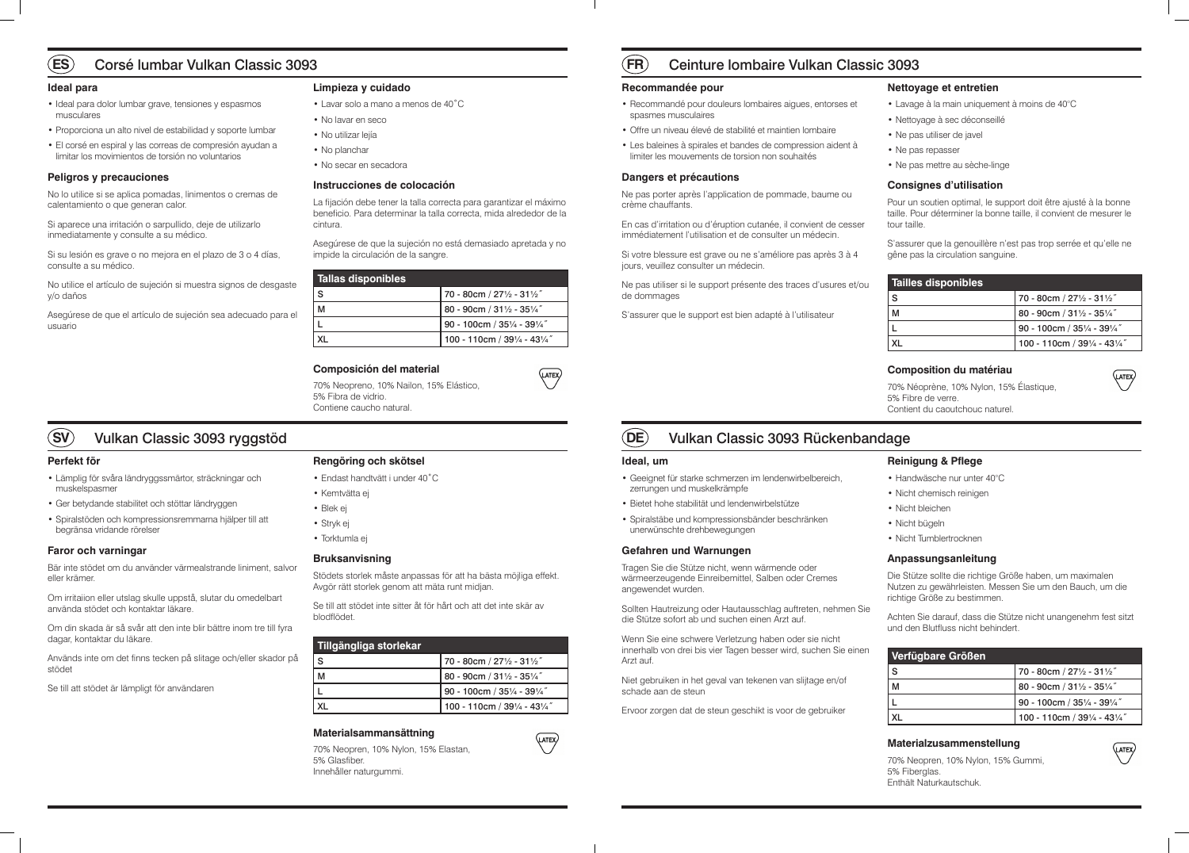## ES Corsé lumbar Vulkan Classic 3093

### Ideal para

- Ideal para dolor lumbar grave, tensiones y espasmos musculares
- Proporciona un alto nivel de estabilidad y soporte lumbar
- El corsé en espiral y las correas de compresión ayudan a limitar los movimientos de torsión no voluntarios

### Peligros y precauciones

No lo utilice si se aplica pomadas, linimentos o cremas de calentamiento o que generan calor.

Si aparece una irritación o sarpullido, deje de utilizarlo inmediatamente y consulte a su médico.

Si su lesión es grave o no mejora en el plazo de 3 o 4 días, consulte a su médico.

No utilice el artículo de sujeción si muestra signos de desgaste y/o daños

Asegúrese de que el artículo de sujeción sea adecuado para el usuario

### Limpieza y cuidado

- Lavar solo a mano a menos de 40˚C
- No lavar en seco
- No utilizar lejía
- No planchar
- No secar en secadora

### Instrucciones de colocación

La fijación debe tener la talla correcta para garantizar el máximo beneficio. Para determinar la talla correcta, mida alrededor de la cintura.

Asegúrese de que la sujeción no está demasiado apretada y no impide la circulación de la sangre.

| Tallas disponibles | |
|---|---|
| S | 70 - 80cm / 27½ - 31½˝ |
| M | 80 - 90cm / 31½ - 35¼˝ |
| L | 90 - 100cm / 35¼ - 39¼˝ |
| XL | 100 - 110cm / 39¼ - 43¼˝ |

### Composición del material

70% Neopreno, 10% Nailon, 15% Elástico, 5% Fibra de vidrio.
Contiene caucho natural.

LATEX

## FR Ceinture lombaire Vulkan Classic 3093

### Recommandée pour

- Recommandé pour douleurs lombaires aigues, entorses et spasmes musculaires
- Offre un niveau élevé de stabilité et maintien lombaire
- Les baleines à spirales et bandes de compression aident à limiter les mouvements de torsion non souhaités

### Dangers et précautions

Ne pas porter après l'application de pommade, baume ou crème chauffants.

En cas d'irritation ou d'éruption cutanée, il convient de cesser immédiatement l'utilisation et de consulter un médecin.

Si votre blessure est grave ou ne s'améliore pas après 3 à 4 jours, veuillez consulter un médecin.

Ne pas utiliser si le support présente des traces d'usures et/ou de dommages

S'assurer que le support est bien adapté à l'utilisateur

### Nettoyage et entretien

- Lavage à la main uniquement à moins de 40°C
- Nettoyage à sec déconseillé
- Ne pas utiliser de javel
- Ne pas repasser
- Ne pas mettre au sèche-linge

### Consignes d'utilisation

Pour un soutien optimal, le support doit être ajusté à la bonne taille. Pour déterminer la bonne taille, il convient de mesurer le tour taille.

S'assurer que la genouillère n'est pas trop serrée et qu'elle ne gêne pas la circulation sanguine.

| Tailles disponibles | |
|---|---|
| S | 70 - 80cm / 27½ - 31½˝ |
| M | 80 - 90cm / 31½ - 35¼˝ |
| L | 90 - 100cm / 35¼ - 39¼˝ |
| XL | 100 - 110cm / 39¼ - 43¼˝ |

### Composition du matériau

70% Néoprène, 10% Nylon, 15% Élastique, 5% Fibre de verre.
Contient du caoutchouc naturel.

LATEX

## SV Vulkan Classic 3093 ryggstöd

### Perfekt för

- Lämplig för svåra ländryggssmärtor, sträckningar och muskelspasmer
- Ger betydande stabilitet och stöttar ländryggen
- Spiralstöden och kompressionsremmarna hjälper till att begränsa vridande rörelser

### Faror och varningar

Bär inte stödet om du använder värmealstrande liniment, salvor eller krämer.

Om irritaion eller utslag skulle uppstå, slutar du omedelbart använda stödet och kontaktar läkare.

Om din skada är så svår att den inte blir bättre inom tre till fyra dagar, kontaktar du läkare.

Används inte om det finns tecken på slitage och/eller skador på stödet

Se till att stödet är lämpligt för användaren

### Rengöring och skötsel

- Endast handtvätt i under 40˚C
- Kemtvätta ej
- Blek ej
- Stryk ej
- Torktumla ej

### Bruksanvisning

Stödets storlek måste anpassas för att ha bästa möjliga effekt. Avgör rätt storlek genom att mäta runt midjan.

Se till att stödet inte sitter åt för hårt och att det inte skär av blodflödet.

| Tillgängliga storlekar | |
|---|---|
| S | 70 - 80cm / 27½ - 31½˝ |
| M | 80 - 90cm / 31½ - 35¼˝ |
| L | 90 - 100cm / 35¼ - 39¼˝ |
| XL | 100 - 110cm / 39¼ - 43¼˝ |

### Materialsammansättning

70% Neopren, 10% Nylon, 15% Elastan, 5% Glasfiber.
Innehåller naturgummi.

LATEX

## DE Vulkan Classic 3093 Rückenbandage

### Ideal, um

- Geeignet für starke schmerzen im lendenwirbelbereich, zerrungen und muskelkrämpfe
- Bietet hohe stabilität und lendenwirbelstütze
- Spiralstäbe und kompressionsbänder beschränken unerwünschte drehbewegungen

### Gefahren und Warnungen

Tragen Sie die Stütze nicht, wenn wärmende oder wärmeerzeugende Einreibemittel, Salben oder Cremes angewendet wurden.

Sollten Hautreizung oder Hautausschlag auftreten, nehmen Sie die Stütze sofort ab und suchen einen Arzt auf.

Wenn Sie eine schwere Verletzung haben oder sie nicht innerhalb von drei bis vier Tagen besser wird, suchen Sie einen Arzt auf.

Niet gebruiken in het geval van tekenen van slijtage en/of schade aan de steun

Ervoor zorgen dat de steun geschikt is voor de gebruiker

### Reinigung & Pflege

- Handwäsche nur unter 40°C
- Nicht chemisch reinigen
- Nicht bleichen
- Nicht bügeln
- Nicht Tumblertrocknen

### Anpassungsanleitung

Die Stütze sollte die richtige Größe haben, um maximalen Nutzen zu gewährleisten. Messen Sie um den Bauch, um die richtige Größe zu bestimmen.

Achten Sie darauf, dass die Stütze nicht unangenehm fest sitzt und den Blutfluss nicht behindert.

| Verfügbare Größen | |
|---|---|
| S | 70 - 80cm / 27½ - 31½˝ |
| M | 80 - 90cm / 31½ - 35¼˝ |
| L | 90 - 100cm / 35¼ - 39¼˝ |
| XL | 100 - 110cm / 39¼ - 43¼˝ |

### Materialzusammenstellung

70% Neopren, 10% Nylon, 15% Gummi, 5% Fiberglas.
Enthält Naturkautschuk.

LATEX